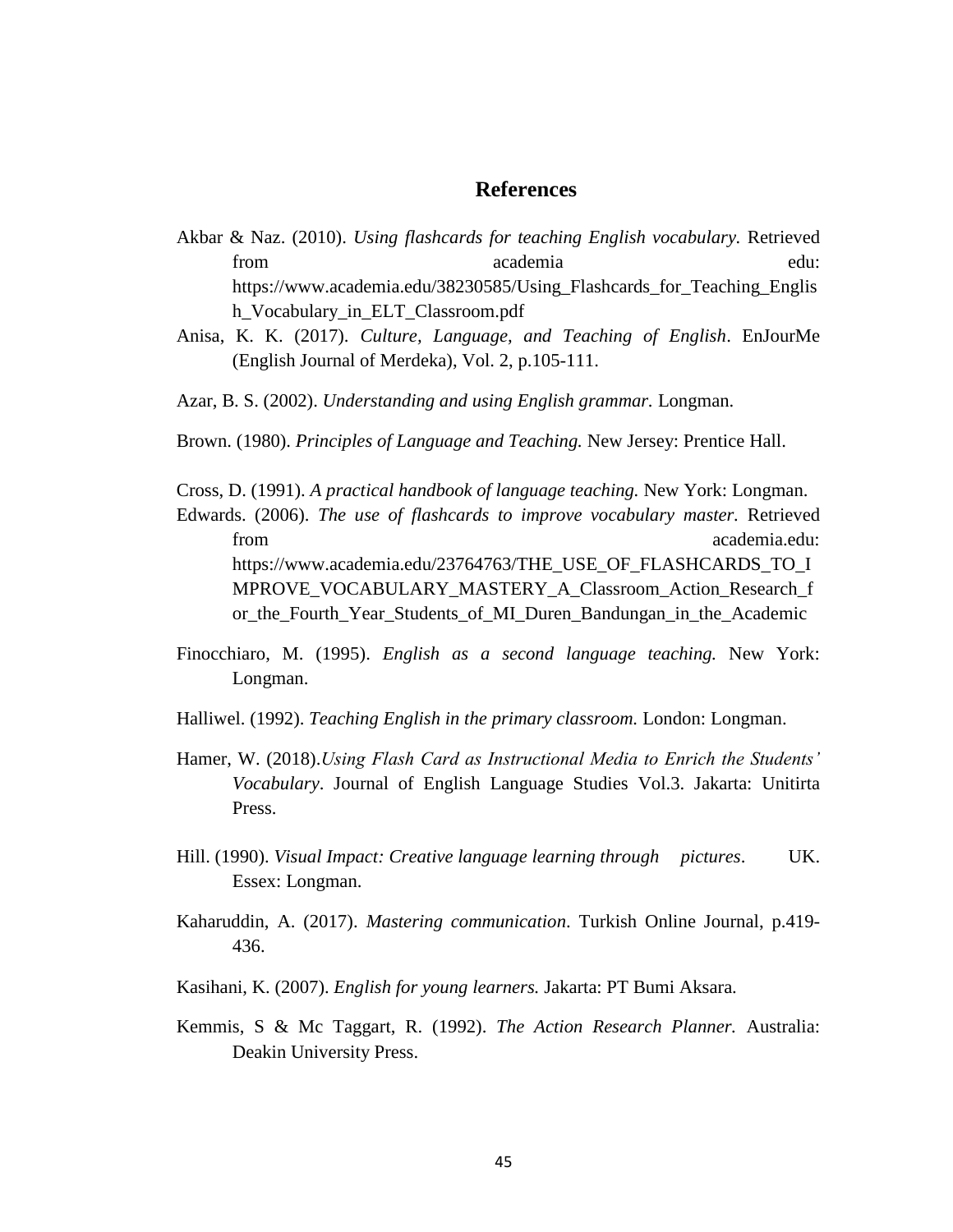# References

Akbar & Naz. (2010). *Using flashcards for teaching English vocabulary*. Retrieved from academia edu: https://www.academia.edu/38230585/Using_Flashcards_for_Teaching_English_Vocabulary_in_ELT_Classroom.pdf

Anisa, K. K. (2017). *Culture, Language, and Teaching of English*. EnJourMe (English Journal of Merdeka), Vol. 2, p.105-111.

Azar, B. S. (2002). *Understanding and using English grammar.* Longman.

Brown. (1980). *Principles of Language and Teaching.* New Jersey: Prentice Hall.

Cross, D. (1991). *A practical handbook of language teaching.* New York: Longman.

Edwards. (2006). *The use of flashcards to improve vocabulary master*. Retrieved from academia.edu: https://www.academia.edu/23764763/THE_USE_OF_FLASHCARDS_TO_IMPROVE_VOCABULARY_MASTERY_A_Classroom_Action_Research_for_the_Fourth_Year_Students_of_MI_Duren_Bandungan_in_the_Academic

Finocchiaro, M. (1995). *English as a second language teaching.* New York: Longman.

Halliwel. (1992). *Teaching English in the primary classroom.* London: Longman.

Hamer, W. (2018).*Using Flash Card as Instructional Media to Enrich the Students' Vocabulary*. Journal of English Language Studies Vol.3. Jakarta: Unitirta Press.

Hill. (1990). *Visual Impact: Creative language learning through pictures*. UK. Essex: Longman.

Kaharuddin, A. (2017). *Mastering communication*. Turkish Online Journal, p.419-436.

Kasihani, K. (2007). *English for young learners.* Jakarta: PT Bumi Aksara.

Kemmis, S & Mc Taggart, R. (1992). *The Action Research Planner.* Australia: Deakin University Press.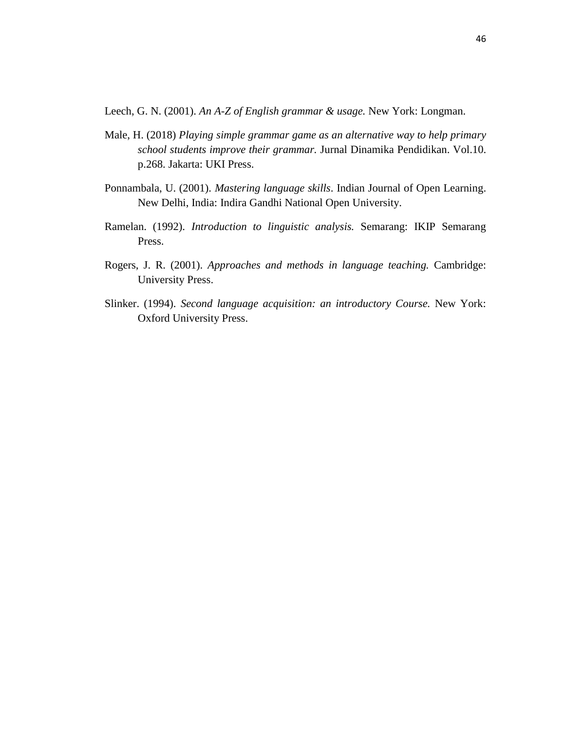Leech, G. N. (2001). *An A-Z of English grammar & usage.* New York: Longman.

Male, H. (2018) *Playing simple grammar game as an alternative way to help primary school students improve their grammar.* Jurnal Dinamika Pendidikan. Vol.10. p.268. Jakarta: UKI Press.

Ponnambala, U. (2001). *Mastering language skills*. Indian Journal of Open Learning. New Delhi, India: Indira Gandhi National Open University.

Ramelan. (1992). *Introduction to linguistic analysis.* Semarang: IKIP Semarang Press.

Rogers, J. R. (2001). *Approaches and methods in language teaching.* Cambridge: University Press.

Slinker. (1994). *Second language acquisition: an introductory Course.* New York: Oxford University Press.